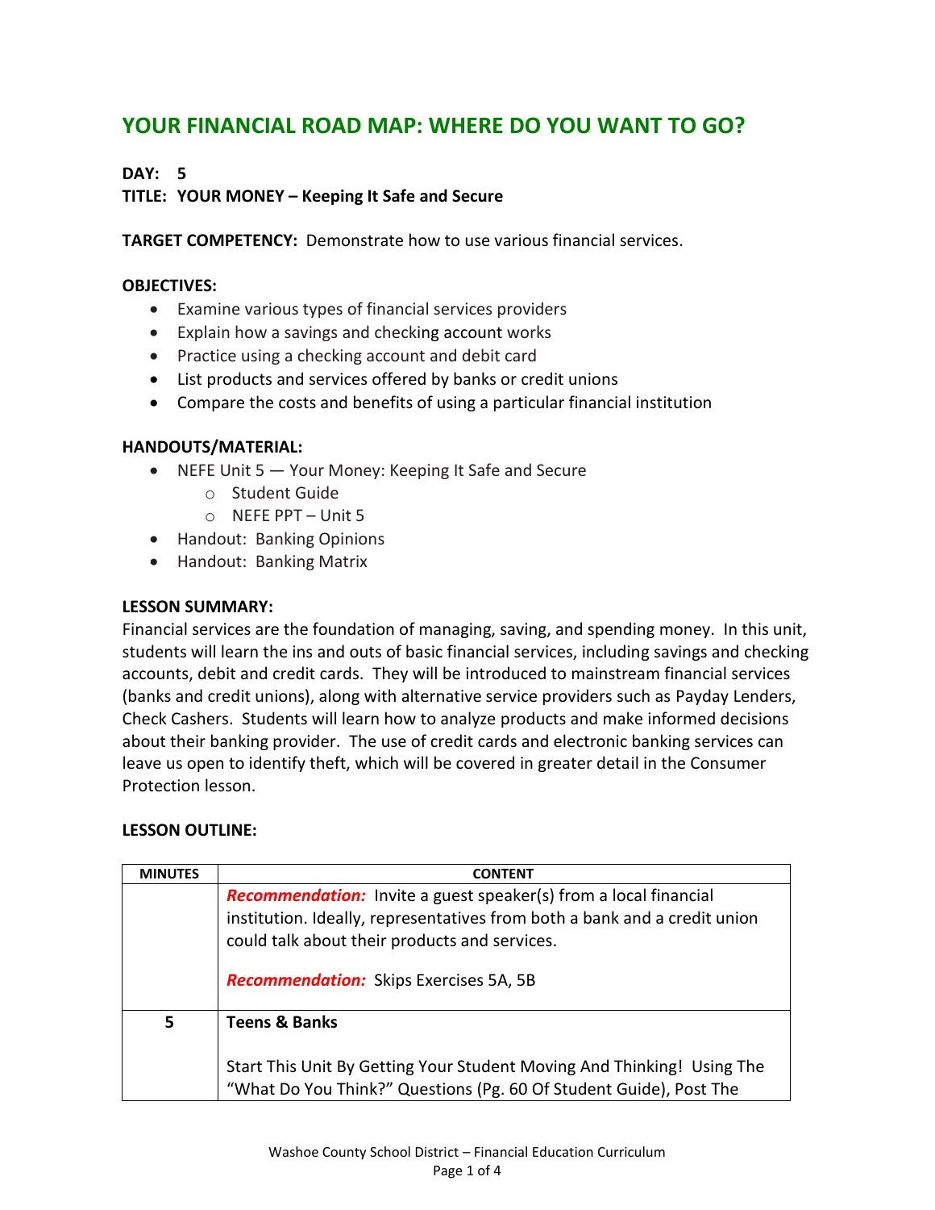# YOUR FINANCIAL ROAD MAP: WHERE DO YOU WANT TO GO?

**DAY: 5**
**TITLE: YOUR MONEY – Keeping It Safe and Secure**

**TARGET COMPETENCY:** Demonstrate how to use various financial services.

**OBJECTIVES:**

- Examine various types of financial services providers
- Explain how a savings and checking account works
- Practice using a checking account and debit card
- List products and services offered by banks or credit unions
- Compare the costs and benefits of using a particular financial institution

**HANDOUTS/MATERIAL:**

- NEFE Unit 5 — Your Money: Keeping It Safe and Secure
  - Student Guide
  - NEFE PPT – Unit 5
- Handout: Banking Opinions
- Handout: Banking Matrix

**LESSON SUMMARY:**
Financial services are the foundation of managing, saving, and spending money. In this unit, students will learn the ins and outs of basic financial services, including savings and checking accounts, debit and credit cards. They will be introduced to mainstream financial services (banks and credit unions), along with alternative service providers such as Payday Lenders, Check Cashers. Students will learn how to analyze products and make informed decisions about their banking provider. The use of credit cards and electronic banking services can leave us open to identify theft, which will be covered in greater detail in the Consumer Protection lesson.

**LESSON OUTLINE:**

| MINUTES | CONTENT |
|---|---|
| | ***Recommendation:*** Invite a guest speaker(s) from a local financial institution. Ideally, representatives from both a bank and a credit union could talk about their products and services.<br><br>***Recommendation:*** Skips Exercises 5A, 5B |
| 5 | **Teens & Banks**<br><br>Start This Unit By Getting Your Student Moving And Thinking! Using The "What Do You Think?" Questions (Pg. 60 Of Student Guide), Post The |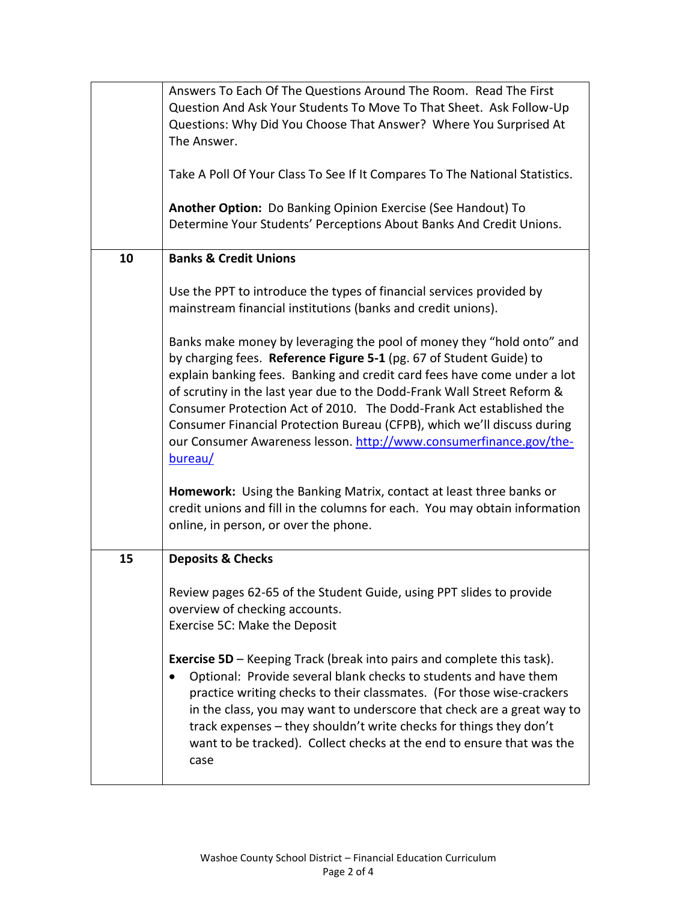| | |
|---|---|
| | Answers To Each Of The Questions Around The Room. Read The First Question And Ask Your Students To Move To That Sheet. Ask Follow-Up Questions: Why Did You Choose That Answer? Where You Surprised At The Answer.<br><br>Take A Poll Of Your Class To See If It Compares To The National Statistics.<br><br>**Another Option:** Do Banking Opinion Exercise (See Handout) To Determine Your Students' Perceptions About Banks And Credit Unions. |
| 10 | **Banks & Credit Unions**<br><br>Use the PPT to introduce the types of financial services provided by mainstream financial institutions (banks and credit unions).<br><br>Banks make money by leveraging the pool of money they "hold onto" and by charging fees. **Reference Figure 5-1** (pg. 67 of Student Guide) to explain banking fees. Banking and credit card fees have come under a lot of scrutiny in the last year due to the Dodd-Frank Wall Street Reform & Consumer Protection Act of 2010. The Dodd-Frank Act established the Consumer Financial Protection Bureau (CFPB), which we'll discuss during our Consumer Awareness lesson. http://www.consumerfinance.gov/the-bureau/<br><br>**Homework:** Using the Banking Matrix, contact at least three banks or credit unions and fill in the columns for each. You may obtain information online, in person, or over the phone. |
| 15 | **Deposits & Checks**<br><br>Review pages 62-65 of the Student Guide, using PPT slides to provide overview of checking accounts.<br>Exercise 5C: Make the Deposit<br><br>**Exercise 5D** – Keeping Track (break into pairs and complete this task).<br>• Optional: Provide several blank checks to students and have them practice writing checks to their classmates. (For those wise-crackers in the class, you may want to underscore that check are a great way to track expenses – they shouldn't write checks for things they don't want to be tracked). Collect checks at the end to ensure that was the case |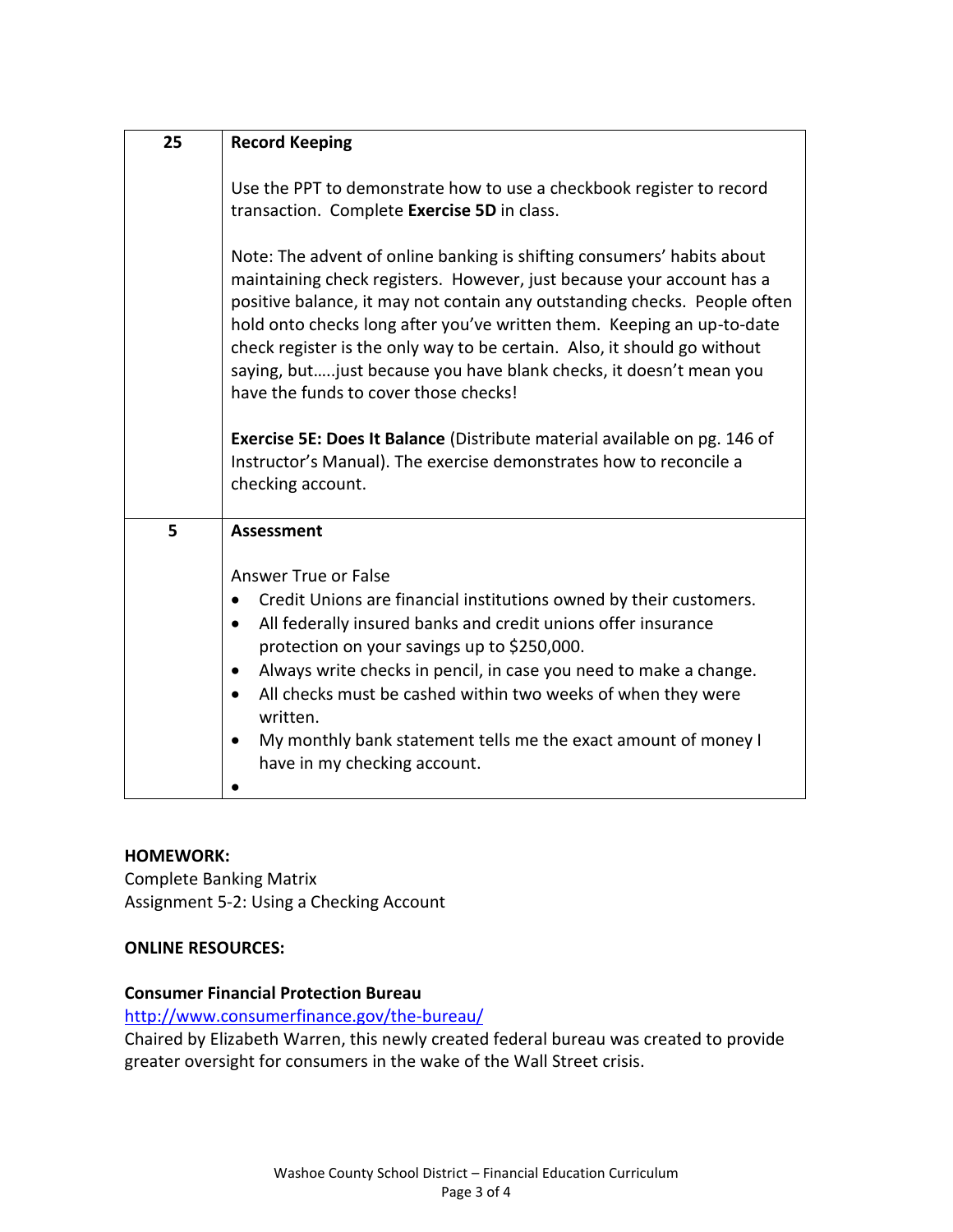| 25 | **Record Keeping**<br><br>Use the PPT to demonstrate how to use a checkbook register to record transaction. Complete **Exercise 5D** in class.<br><br>Note: The advent of online banking is shifting consumers' habits about maintaining check registers. However, just because your account has a positive balance, it may not contain any outstanding checks. People often hold onto checks long after you've written them. Keeping an up-to-date check register is the only way to be certain. Also, it should go without saying, but…..just because you have blank checks, it doesn't mean you have the funds to cover those checks!<br><br>**Exercise 5E: Does It Balance** (Distribute material available on pg. 146 of Instructor's Manual). The exercise demonstrates how to reconcile a checking account. |
|---|---|
| 5 | **Assessment**<br><br>Answer True or False<br>• Credit Unions are financial institutions owned by their customers.<br>• All federally insured banks and credit unions offer insurance protection on your savings up to $250,000.<br>• Always write checks in pencil, in case you need to make a change.<br>• All checks must be cashed within two weeks of when they were written.<br>• My monthly bank statement tells me the exact amount of money I have in my checking account.<br>• |

**HOMEWORK:**
Complete Banking Matrix
Assignment 5-2: Using a Checking Account

**ONLINE RESOURCES:**

**Consumer Financial Protection Bureau**
http://www.consumerfinance.gov/the-bureau/
Chaired by Elizabeth Warren, this newly created federal bureau was created to provide greater oversight for consumers in the wake of the Wall Street crisis.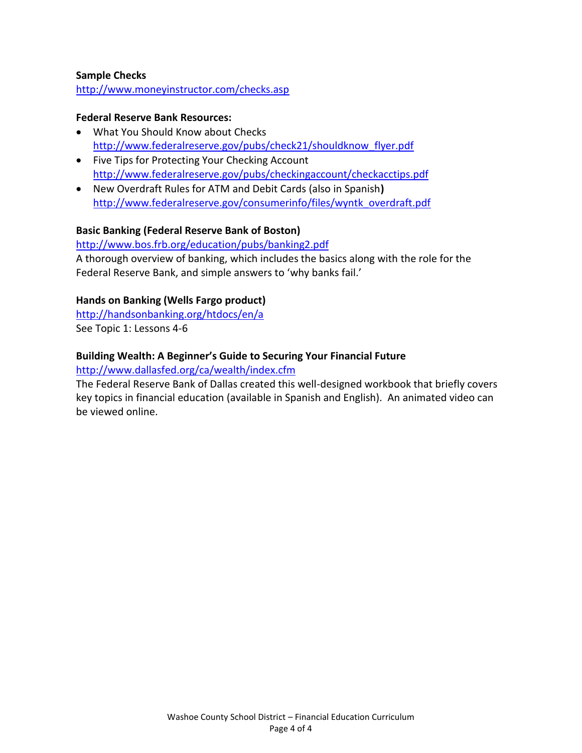**Sample Checks**
http://www.moneyinstructor.com/checks.asp

**Federal Reserve Bank Resources:**

- What You Should Know about Checks
  http://www.federalreserve.gov/pubs/check21/shouldknow_flyer.pdf
- Five Tips for Protecting Your Checking Account
  http://www.federalreserve.gov/pubs/checkingaccount/checkacctips.pdf
- New Overdraft Rules for ATM and Debit Cards (also in Spanish**)**
  http://www.federalreserve.gov/consumerinfo/files/wyntk_overdraft.pdf

**Basic Banking (Federal Reserve Bank of Boston)**
http://www.bos.frb.org/education/pubs/banking2.pdf
A thorough overview of banking, which includes the basics along with the role for the Federal Reserve Bank, and simple answers to 'why banks fail.'

**Hands on Banking (Wells Fargo product)**
http://handsonbanking.org/htdocs/en/a
See Topic 1: Lessons 4-6

**Building Wealth: A Beginner's Guide to Securing Your Financial Future**
http://www.dallasfed.org/ca/wealth/index.cfm
The Federal Reserve Bank of Dallas created this well-designed workbook that briefly covers key topics in financial education (available in Spanish and English). An animated video can be viewed online.